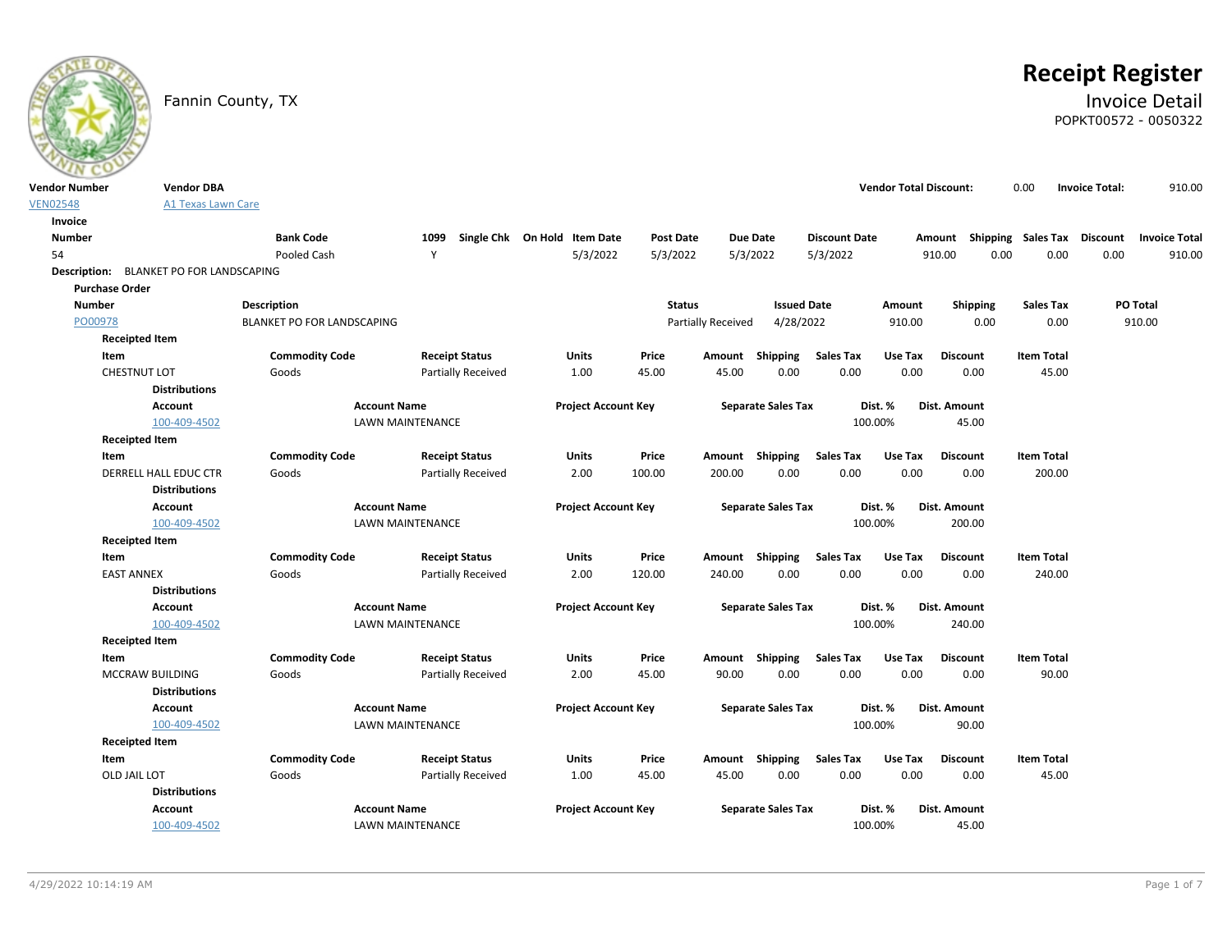# Receipt Register

Fannin County, TX

## Invoice Detail

POPKT00572 - 0050322

| Vendor Number | Vendor DBA | Vendor Total Discount: | 0.00 | Invoice Total: | 910.00 |
|---|---|---|---|---|---|
| VEN02548 | A1 Texas Lawn Care | | | | |

| Invoice Number | Bank Code | 1099 | Single Chk | On Hold | Item Date | Post Date | Due Date | Discount Date | Amount | Shipping | Sales Tax | Discount | Invoice Total |
|---|---|---|---|---|---|---|---|---|---|---|---|---|---|
| 54 | Pooled Cash | Y | | | 5/3/2022 | 5/3/2022 | 5/3/2022 | 5/3/2022 | 910.00 | 0.00 | 0.00 | 0.00 | 910.00 |

**Description:** BLANKET PO FOR LANDSCAPING

**Purchase Order**

| Number | Description | Status | Issued Date | Amount | Shipping | Sales Tax | PO Total |
|---|---|---|---|---|---|---|---|
| PO00978 | BLANKET PO FOR LANDSCAPING | Partially Received | 4/28/2022 | 910.00 | 0.00 | 0.00 | 910.00 |

**Receipted Item**

| Item | Commodity Code | Receipt Status | Units | Price | Amount | Shipping | Sales Tax | Use Tax | Discount | Item Total |
|---|---|---|---|---|---|---|---|---|---|---|
| CHESTNUT LOT | Goods | Partially Received | 1.00 | 45.00 | 45.00 | 0.00 | 0.00 | 0.00 | 0.00 | 45.00 |

**Distributions**

| Account | Account Name | Project Account Key | Separate Sales Tax | Dist. % | Dist. Amount |
|---|---|---|---|---|---|
| 100-409-4502 | LAWN MAINTENANCE | | | 100.00% | 45.00 |

**Receipted Item**

| Item | Commodity Code | Receipt Status | Units | Price | Amount | Shipping | Sales Tax | Use Tax | Discount | Item Total |
|---|---|---|---|---|---|---|---|---|---|---|
| DERRELL HALL EDUC CTR | Goods | Partially Received | 2.00 | 100.00 | 200.00 | 0.00 | 0.00 | 0.00 | 0.00 | 200.00 |

**Distributions**

| Account | Account Name | Project Account Key | Separate Sales Tax | Dist. % | Dist. Amount |
|---|---|---|---|---|---|
| 100-409-4502 | LAWN MAINTENANCE | | | 100.00% | 200.00 |

**Receipted Item**

| Item | Commodity Code | Receipt Status | Units | Price | Amount | Shipping | Sales Tax | Use Tax | Discount | Item Total |
|---|---|---|---|---|---|---|---|---|---|---|
| EAST ANNEX | Goods | Partially Received | 2.00 | 120.00 | 240.00 | 0.00 | 0.00 | 0.00 | 0.00 | 240.00 |

**Distributions**

| Account | Account Name | Project Account Key | Separate Sales Tax | Dist. % | Dist. Amount |
|---|---|---|---|---|---|
| 100-409-4502 | LAWN MAINTENANCE | | | 100.00% | 240.00 |

**Receipted Item**

| Item | Commodity Code | Receipt Status | Units | Price | Amount | Shipping | Sales Tax | Use Tax | Discount | Item Total |
|---|---|---|---|---|---|---|---|---|---|---|
| MCCRAW BUILDING | Goods | Partially Received | 2.00 | 45.00 | 90.00 | 0.00 | 0.00 | 0.00 | 0.00 | 90.00 |

**Distributions**

| Account | Account Name | Project Account Key | Separate Sales Tax | Dist. % | Dist. Amount |
|---|---|---|---|---|---|
| 100-409-4502 | LAWN MAINTENANCE | | | 100.00% | 90.00 |

**Receipted Item**

| Item | Commodity Code | Receipt Status | Units | Price | Amount | Shipping | Sales Tax | Use Tax | Discount | Item Total |
|---|---|---|---|---|---|---|---|---|---|---|
| OLD JAIL LOT | Goods | Partially Received | 1.00 | 45.00 | 45.00 | 0.00 | 0.00 | 0.00 | 0.00 | 45.00 |

**Distributions**

| Account | Account Name | Project Account Key | Separate Sales Tax | Dist. % | Dist. Amount |
|---|---|---|---|---|---|
| 100-409-4502 | LAWN MAINTENANCE | | | 100.00% | 45.00 |

4/29/2022 10:14:19 AM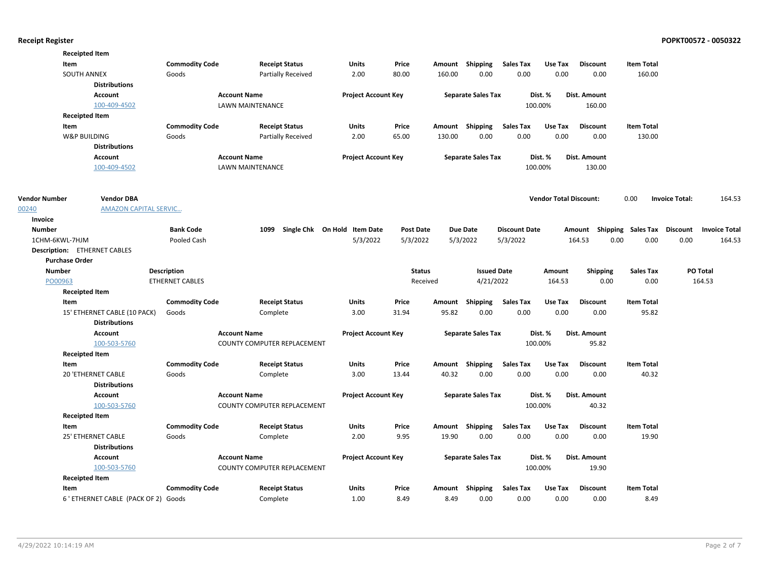**Receipted Item**

| Item | Commodity Code | Receipt Status | Units | Price | Amount | Shipping | Sales Tax | Use Tax | Discount | Item Total |
|---|---|---|---|---|---|---|---|---|---|---|
| SOUTH ANNEX | Goods | Partially Received | 2.00 | 80.00 | 160.00 | 0.00 | 0.00 | 0.00 | 0.00 | 160.00 |

**Distributions**

| Account | Account Name | Project Account Key | Separate Sales Tax | Dist. % | Dist. Amount |
|---|---|---|---|---|---|
| 100-409-4502 | LAWN MAINTENANCE | | | 100.00% | 160.00 |

**Receipted Item**

| Item | Commodity Code | Receipt Status | Units | Price | Amount | Shipping | Sales Tax | Use Tax | Discount | Item Total |
|---|---|---|---|---|---|---|---|---|---|---|
| W&P BUILDING | Goods | Partially Received | 2.00 | 65.00 | 130.00 | 0.00 | 0.00 | 0.00 | 0.00 | 130.00 |

**Distributions**

| Account | Account Name | Project Account Key | Separate Sales Tax | Dist. % | Dist. Amount |
|---|---|---|---|---|---|
| 100-409-4502 | LAWN MAINTENANCE | | | 100.00% | 130.00 |

| Vendor Number | Vendor DBA | Vendor Total Discount: | Invoice Total: |
|---|---|---|---|
| 00240 | AMAZON CAPITAL SERVIC... | 0.00 | 164.53 |

**Invoice**

| Number | Bank Code | 1099 | Single Chk | On Hold | Item Date | Post Date | Due Date | Discount Date | Amount | Shipping | Sales Tax | Discount | Invoice Total |
|---|---|---|---|---|---|---|---|---|---|---|---|---|---|
| 1CHM-6KWL-7HJM | Pooled Cash | | | | 5/3/2022 | 5/3/2022 | 5/3/2022 | 5/3/2022 | 164.53 | 0.00 | 0.00 | 0.00 | 164.53 |

**Description:** ETHERNET CABLES

**Purchase Order**

| Number | Description | Status | Issued Date | Amount | Shipping | Sales Tax | PO Total |
|---|---|---|---|---|---|---|---|
| PO00963 | ETHERNET CABLES | Received | 4/21/2022 | 164.53 | 0.00 | 0.00 | 164.53 |

**Receipted Item**

| Item | Commodity Code | Receipt Status | Units | Price | Amount | Shipping | Sales Tax | Use Tax | Discount | Item Total |
|---|---|---|---|---|---|---|---|---|---|---|
| 15' ETHERNET CABLE (10 PACK) | Goods | Complete | 3.00 | 31.94 | 95.82 | 0.00 | 0.00 | 0.00 | 0.00 | 95.82 |

**Distributions**

| Account | Account Name | Project Account Key | Separate Sales Tax | Dist. % | Dist. Amount |
|---|---|---|---|---|---|
| 100-503-5760 | COUNTY COMPUTER REPLACEMENT | | | 100.00% | 95.82 |

**Receipted Item**

| Item | Commodity Code | Receipt Status | Units | Price | Amount | Shipping | Sales Tax | Use Tax | Discount | Item Total |
|---|---|---|---|---|---|---|---|---|---|---|
| 20 'ETHERNET CABLE | Goods | Complete | 3.00 | 13.44 | 40.32 | 0.00 | 0.00 | 0.00 | 0.00 | 40.32 |

**Distributions**

| Account | Account Name | Project Account Key | Separate Sales Tax | Dist. % | Dist. Amount |
|---|---|---|---|---|---|
| 100-503-5760 | COUNTY COMPUTER REPLACEMENT | | | 100.00% | 40.32 |

**Receipted Item**

| Item | Commodity Code | Receipt Status | Units | Price | Amount | Shipping | Sales Tax | Use Tax | Discount | Item Total |
|---|---|---|---|---|---|---|---|---|---|---|
| 25' ETHERNET CABLE | Goods | Complete | 2.00 | 9.95 | 19.90 | 0.00 | 0.00 | 0.00 | 0.00 | 19.90 |

**Distributions**

| Account | Account Name | Project Account Key | Separate Sales Tax | Dist. % | Dist. Amount |
|---|---|---|---|---|---|
| 100-503-5760 | COUNTY COMPUTER REPLACEMENT | | | 100.00% | 19.90 |

**Receipted Item**

| Item | Commodity Code | Receipt Status | Units | Price | Amount | Shipping | Sales Tax | Use Tax | Discount | Item Total |
|---|---|---|---|---|---|---|---|---|---|---|
| 6 ' ETHERNET CABLE (PACK OF 2) | Goods | Complete | 1.00 | 8.49 | 8.49 | 0.00 | 0.00 | 0.00 | 0.00 | 8.49 |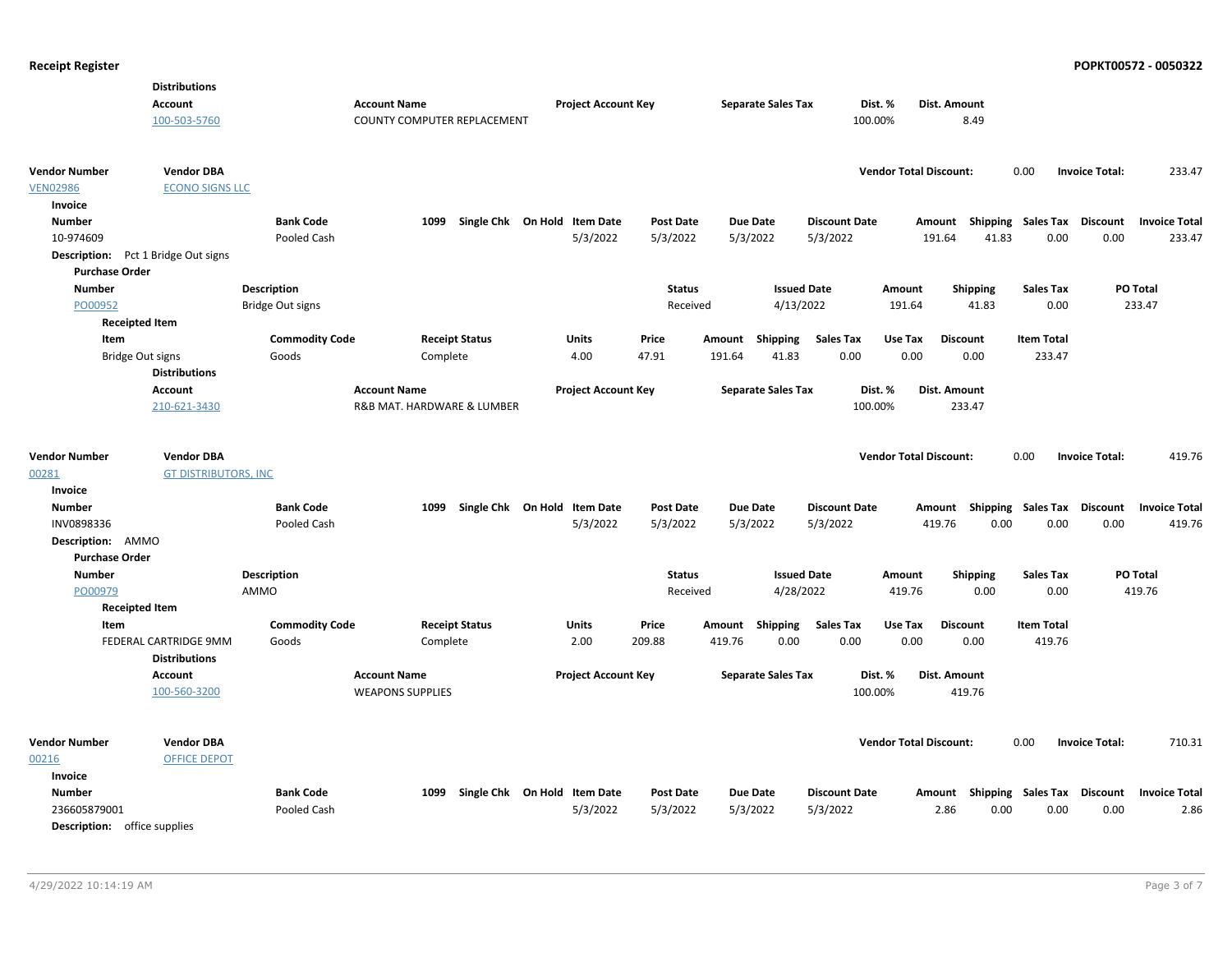**Distributions**

| Account | Account Name | Project Account Key | Separate Sales Tax | Dist. % | Dist. Amount |
|---|---|---|---|---|---|
| 100-503-5760 | COUNTY COMPUTER REPLACEMENT | | | 100.00% | 8.49 |

| Vendor Number | Vendor DBA | Vendor Total Discount: | 0.00 | Invoice Total: | 233.47 |
|---|---|---|---|---|---|
| VEN02986 | ECONO SIGNS LLC | | | | |

**Invoice**

| Number | Bank Code | 1099 | Single Chk | On Hold | Item Date | Post Date | Due Date | Discount Date | Amount | Shipping | Sales Tax | Discount | Invoice Total |
|---|---|---|---|---|---|---|---|---|---|---|---|---|---|
| 10-974609 | Pooled Cash | | | | 5/3/2022 | 5/3/2022 | 5/3/2022 | 5/3/2022 | 191.64 | 41.83 | 0.00 | 0.00 | 233.47 |

**Description:** Pct 1 Bridge Out signs

**Purchase Order**

| Number | Description | Status | Issued Date | Amount | Shipping | Sales Tax | PO Total |
|---|---|---|---|---|---|---|---|
| PO00952 | Bridge Out signs | Received | 4/13/2022 | 191.64 | 41.83 | 0.00 | 233.47 |

**Receipted Item**

| Item | Commodity Code | Receipt Status | Units | Price | Amount | Shipping | Sales Tax | Use Tax | Discount | Item Total |
|---|---|---|---|---|---|---|---|---|---|---|
| Bridge Out signs | Goods | Complete | 4.00 | 47.91 | 191.64 | 41.83 | 0.00 | 0.00 | 0.00 | 233.47 |

**Distributions**

| Account | Account Name | Project Account Key | Separate Sales Tax | Dist. % | Dist. Amount |
|---|---|---|---|---|---|
| 210-621-3430 | R&B MAT. HARDWARE & LUMBER | | | 100.00% | 233.47 |

| Vendor Number | Vendor DBA | Vendor Total Discount: | 0.00 | Invoice Total: | 419.76 |
|---|---|---|---|---|---|
| 00281 | GT DISTRIBUTORS, INC | | | | |

**Invoice**

| Number | Bank Code | 1099 | Single Chk | On Hold | Item Date | Post Date | Due Date | Discount Date | Amount | Shipping | Sales Tax | Discount | Invoice Total |
|---|---|---|---|---|---|---|---|---|---|---|---|---|---|
| INV0898336 | Pooled Cash | | | | 5/3/2022 | 5/3/2022 | 5/3/2022 | 5/3/2022 | 419.76 | 0.00 | 0.00 | 0.00 | 419.76 |

**Description:** AMMO

**Purchase Order**

| Number | Description | Status | Issued Date | Amount | Shipping | Sales Tax | PO Total |
|---|---|---|---|---|---|---|---|
| PO00979 | AMMO | Received | 4/28/2022 | 419.76 | 0.00 | 0.00 | 419.76 |

**Receipted Item**

| Item | Commodity Code | Receipt Status | Units | Price | Amount | Shipping | Sales Tax | Use Tax | Discount | Item Total |
|---|---|---|---|---|---|---|---|---|---|---|
| FEDERAL CARTRIDGE 9MM | Goods | Complete | 2.00 | 209.88 | 419.76 | 0.00 | 0.00 | 0.00 | 0.00 | 419.76 |

**Distributions**

| Account | Account Name | Project Account Key | Separate Sales Tax | Dist. % | Dist. Amount |
|---|---|---|---|---|---|
| 100-560-3200 | WEAPONS SUPPLIES | | | 100.00% | 419.76 |

| Vendor Number | Vendor DBA | Vendor Total Discount: | 0.00 | Invoice Total: | 710.31 |
|---|---|---|---|---|---|
| 00216 | OFFICE DEPOT | | | | |

**Invoice**

| Number | Bank Code | 1099 | Single Chk | On Hold | Item Date | Post Date | Due Date | Discount Date | Amount | Shipping | Sales Tax | Discount | Invoice Total |
|---|---|---|---|---|---|---|---|---|---|---|---|---|---|
| 236605879001 | Pooled Cash | | | | 5/3/2022 | 5/3/2022 | 5/3/2022 | 5/3/2022 | 2.86 | 0.00 | 0.00 | 0.00 | 2.86 |

**Description:** office supplies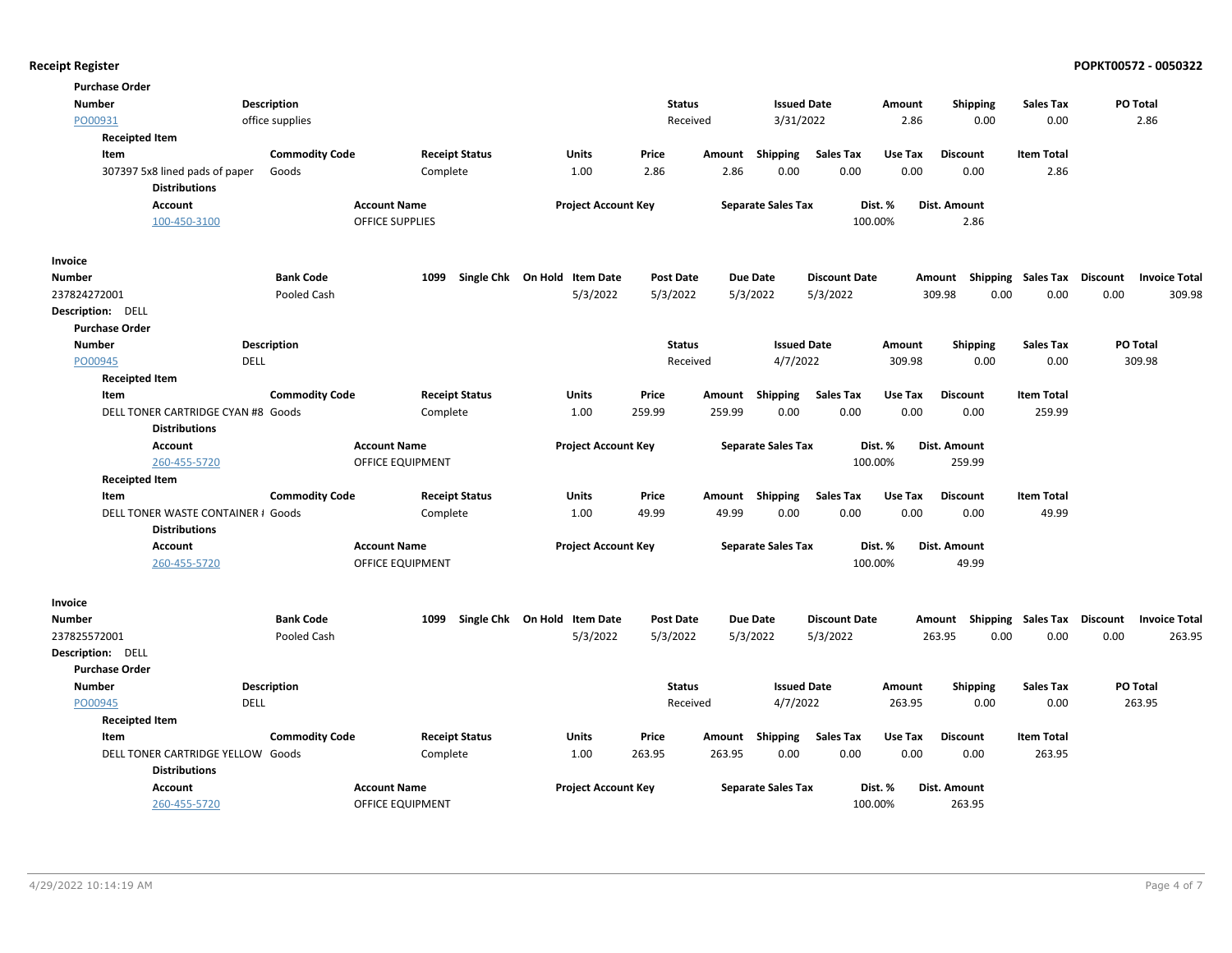**Receipt Register** — **POPKT00572 - 0050322**

**Purchase Order**

| Number | Description | Status | Issued Date | Amount | Shipping | Sales Tax | PO Total |
|---|---|---|---|---|---|---|---|
| PO00931 | office supplies | Received | 3/31/2022 | 2.86 | 0.00 | 0.00 | 2.86 |

**Receipted Item**

| Item | Commodity Code | Receipt Status | Units | Price | Amount | Shipping | Sales Tax | Use Tax | Discount | Item Total |
|---|---|---|---|---|---|---|---|---|---|---|
| 307397 5x8 lined pads of paper | Goods | Complete | 1.00 | 2.86 | 2.86 | 0.00 | 0.00 | 0.00 | 0.00 | 2.86 |

**Distributions**

| Account | Account Name | Project Account Key | Separate Sales Tax | Dist. % | Dist. Amount |
|---|---|---|---|---|---|
| 100-450-3100 | OFFICE SUPPLIES | | | 100.00% | 2.86 |

**Invoice**

| Number | Bank Code | 1099 | Single Chk | On Hold | Item Date | Post Date | Due Date | Discount Date | Amount | Shipping | Sales Tax | Discount | Invoice Total |
|---|---|---|---|---|---|---|---|---|---|---|---|---|---|
| 237824272001 | Pooled Cash | | | | 5/3/2022 | 5/3/2022 | 5/3/2022 | 5/3/2022 | 309.98 | 0.00 | 0.00 | 0.00 | 309.98 |

**Description:** DELL

**Purchase Order**

| Number | Description | Status | Issued Date | Amount | Shipping | Sales Tax | PO Total |
|---|---|---|---|---|---|---|---|
| PO00945 | DELL | Received | 4/7/2022 | 309.98 | 0.00 | 0.00 | 309.98 |

**Receipted Item**

| Item | Commodity Code | Receipt Status | Units | Price | Amount | Shipping | Sales Tax | Use Tax | Discount | Item Total |
|---|---|---|---|---|---|---|---|---|---|---|
| DELL TONER CARTRIDGE CYAN #8 | Goods | Complete | 1.00 | 259.99 | 259.99 | 0.00 | 0.00 | 0.00 | 0.00 | 259.99 |

**Distributions**

| Account | Account Name | Project Account Key | Separate Sales Tax | Dist. % | Dist. Amount |
|---|---|---|---|---|---|
| 260-455-5720 | OFFICE EQUIPMENT | | | 100.00% | 259.99 |

**Receipted Item**

| Item | Commodity Code | Receipt Status | Units | Price | Amount | Shipping | Sales Tax | Use Tax | Discount | Item Total |
|---|---|---|---|---|---|---|---|---|---|---|
| DELL TONER WASTE CONTAINER ( | Goods | Complete | 1.00 | 49.99 | 49.99 | 0.00 | 0.00 | 0.00 | 0.00 | 49.99 |

**Distributions**

| Account | Account Name | Project Account Key | Separate Sales Tax | Dist. % | Dist. Amount |
|---|---|---|---|---|---|
| 260-455-5720 | OFFICE EQUIPMENT | | | 100.00% | 49.99 |

**Invoice**

| Number | Bank Code | 1099 | Single Chk | On Hold | Item Date | Post Date | Due Date | Discount Date | Amount | Shipping | Sales Tax | Discount | Invoice Total |
|---|---|---|---|---|---|---|---|---|---|---|---|---|---|
| 237825572001 | Pooled Cash | | | | 5/3/2022 | 5/3/2022 | 5/3/2022 | 5/3/2022 | 263.95 | 0.00 | 0.00 | 0.00 | 263.95 |

**Description:** DELL

**Purchase Order**

| Number | Description | Status | Issued Date | Amount | Shipping | Sales Tax | PO Total |
|---|---|---|---|---|---|---|---|
| PO00945 | DELL | Received | 4/7/2022 | 263.95 | 0.00 | 0.00 | 263.95 |

**Receipted Item**

| Item | Commodity Code | Receipt Status | Units | Price | Amount | Shipping | Sales Tax | Use Tax | Discount | Item Total |
|---|---|---|---|---|---|---|---|---|---|---|
| DELL TONER CARTRIDGE YELLOW | Goods | Complete | 1.00 | 263.95 | 263.95 | 0.00 | 0.00 | 0.00 | 0.00 | 263.95 |

**Distributions**

| Account | Account Name | Project Account Key | Separate Sales Tax | Dist. % | Dist. Amount |
|---|---|---|---|---|---|
| 260-455-5720 | OFFICE EQUIPMENT | | | 100.00% | 263.95 |

4/29/2022 10:14:19 AM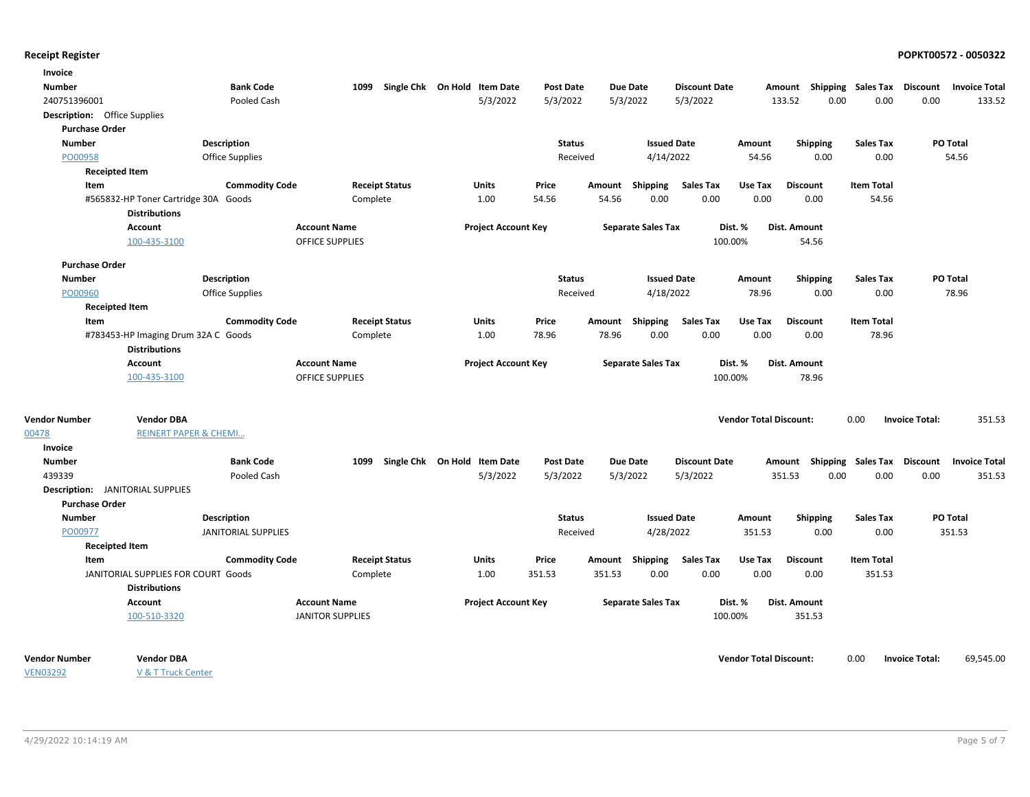## Receipt Register

**POPKT00572 - 0050322**

**Invoice**

| Number | Bank Code | 1099 | Single Chk | On Hold | Item Date | Post Date | Due Date | Discount Date | Amount | Shipping | Sales Tax | Discount | Invoice Total |
|---|---|---|---|---|---|---|---|---|---|---|---|---|---|
| 240751396001 | Pooled Cash | | | | 5/3/2022 | 5/3/2022 | 5/3/2022 | 5/3/2022 | 133.52 | 0.00 | 0.00 | 0.00 | 133.52 |

**Description:** Office Supplies

**Purchase Order**

| Number | Description | Status | Issued Date | Amount | Shipping | Sales Tax | PO Total |
|---|---|---|---|---|---|---|---|
| PO00958 | Office Supplies | Received | 4/14/2022 | 54.56 | 0.00 | 0.00 | 54.56 |

**Receipted Item**

| Item | Commodity Code | Receipt Status | Units | Price | Amount | Shipping | Sales Tax | Use Tax | Discount | Item Total |
|---|---|---|---|---|---|---|---|---|---|---|
| #565832-HP Toner Cartridge 30A | Goods | Complete | 1.00 | 54.56 | 54.56 | 0.00 | 0.00 | 0.00 | 0.00 | 54.56 |

**Distributions**

| Account | Account Name | Project Account Key | Separate Sales Tax | Dist. % | Dist. Amount |
|---|---|---|---|---|---|
| 100-435-3100 | OFFICE SUPPLIES | | | 100.00% | 54.56 |

**Purchase Order**

| Number | Description | Status | Issued Date | Amount | Shipping | Sales Tax | PO Total |
|---|---|---|---|---|---|---|---|
| PO00960 | Office Supplies | Received | 4/18/2022 | 78.96 | 0.00 | 0.00 | 78.96 |

**Receipted Item**

| Item | Commodity Code | Receipt Status | Units | Price | Amount | Shipping | Sales Tax | Use Tax | Discount | Item Total |
|---|---|---|---|---|---|---|---|---|---|---|
| #783453-HP Imaging Drum 32A C | Goods | Complete | 1.00 | 78.96 | 78.96 | 0.00 | 0.00 | 0.00 | 0.00 | 78.96 |

**Distributions**

| Account | Account Name | Project Account Key | Separate Sales Tax | Dist. % | Dist. Amount |
|---|---|---|---|---|---|
| 100-435-3100 | OFFICE SUPPLIES | | | 100.00% | 78.96 |

| Vendor Number | Vendor DBA | Vendor Total Discount: | 0.00 | Invoice Total: | 351.53 |
|---|---|---|---|---|---|
| 00478 | REINERT PAPER & CHEMI... | | | | |

**Invoice**

| Number | Bank Code | 1099 | Single Chk | On Hold | Item Date | Post Date | Due Date | Discount Date | Amount | Shipping | Sales Tax | Discount | Invoice Total |
|---|---|---|---|---|---|---|---|---|---|---|---|---|---|
| 439339 | Pooled Cash | | | | 5/3/2022 | 5/3/2022 | 5/3/2022 | 5/3/2022 | 351.53 | 0.00 | 0.00 | 0.00 | 351.53 |

**Description:** JANITORIAL SUPPLIES

**Purchase Order**

| Number | Description | Status | Issued Date | Amount | Shipping | Sales Tax | PO Total |
|---|---|---|---|---|---|---|---|
| PO00977 | JANITORIAL SUPPLIES | Received | 4/28/2022 | 351.53 | 0.00 | 0.00 | 351.53 |

**Receipted Item**

| Item | Commodity Code | Receipt Status | Units | Price | Amount | Shipping | Sales Tax | Use Tax | Discount | Item Total |
|---|---|---|---|---|---|---|---|---|---|---|
| JANITORIAL SUPPLIES FOR COURT | Goods | Complete | 1.00 | 351.53 | 351.53 | 0.00 | 0.00 | 0.00 | 0.00 | 351.53 |

**Distributions**

| Account | Account Name | Project Account Key | Separate Sales Tax | Dist. % | Dist. Amount |
|---|---|---|---|---|---|
| 100-510-3320 | JANITOR SUPPLIES | | | 100.00% | 351.53 |

| Vendor Number | Vendor DBA | Vendor Total Discount: | 0.00 | Invoice Total: | 69,545.00 |
|---|---|---|---|---|---|
| VEN03292 | V & T Truck Center | | | | |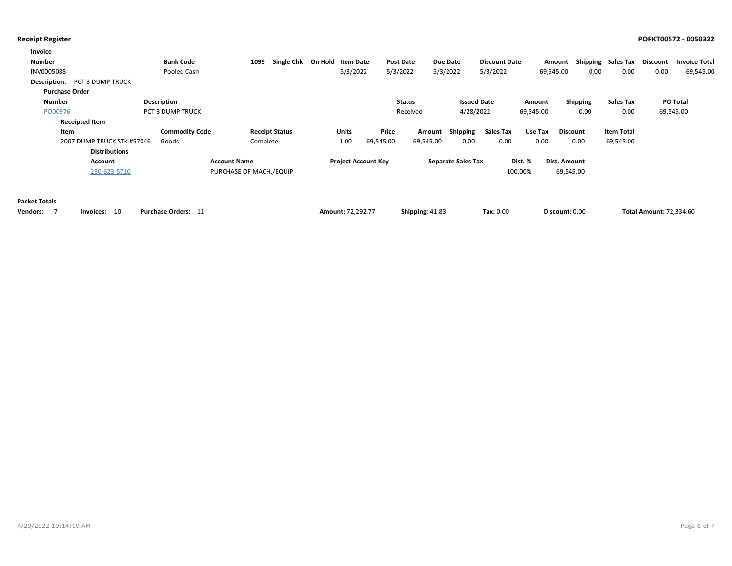**Receipt Register** **POPKT00572 - 0050322**

**Invoice**

| Number | Bank Code | 1099 | Single Chk | On Hold | Item Date | Post Date | Due Date | Discount Date | Amount | Shipping | Sales Tax | Discount | Invoice Total |
|---|---|---|---|---|---|---|---|---|---|---|---|---|---|
| INV0005088 | Pooled Cash | | | | 5/3/2022 | 5/3/2022 | 5/3/2022 | 5/3/2022 | 69,545.00 | 0.00 | 0.00 | 0.00 | 69,545.00 |

**Description:** PCT 3 DUMP TRUCK

**Purchase Order**

| Number | Description | Status | Issued Date | Amount | Shipping | Sales Tax | PO Total |
|---|---|---|---|---|---|---|---|
| PO00976 | PCT 3 DUMP TRUCK | Received | 4/28/2022 | 69,545.00 | 0.00 | 0.00 | 69,545.00 |

**Receipted Item**

| Item | Commodity Code | Receipt Status | Units | Price | Amount | Shipping | Sales Tax | Use Tax | Discount | Item Total |
|---|---|---|---|---|---|---|---|---|---|---|
| 2007 DUMP TRUCK STK #57046 | Goods | Complete | 1.00 | 69,545.00 | 69,545.00 | 0.00 | 0.00 | 0.00 | 0.00 | 69,545.00 |

**Distributions**

| Account | Account Name | Project Account Key | Separate Sales Tax | Dist. % | Dist. Amount |
|---|---|---|---|---|---|
| 230-623-5710 | PURCHASE OF MACH./EQUIP | | | 100.00% | 69,545.00 |

**Packet Totals**

**Vendors:** 7 **Invoices:** 10 **Purchase Orders:** 11 **Amount:** 72,292.77 **Shipping:** 41.83 **Tax:** 0.00 **Discount:** 0.00 **Total Amount:** 72,334.60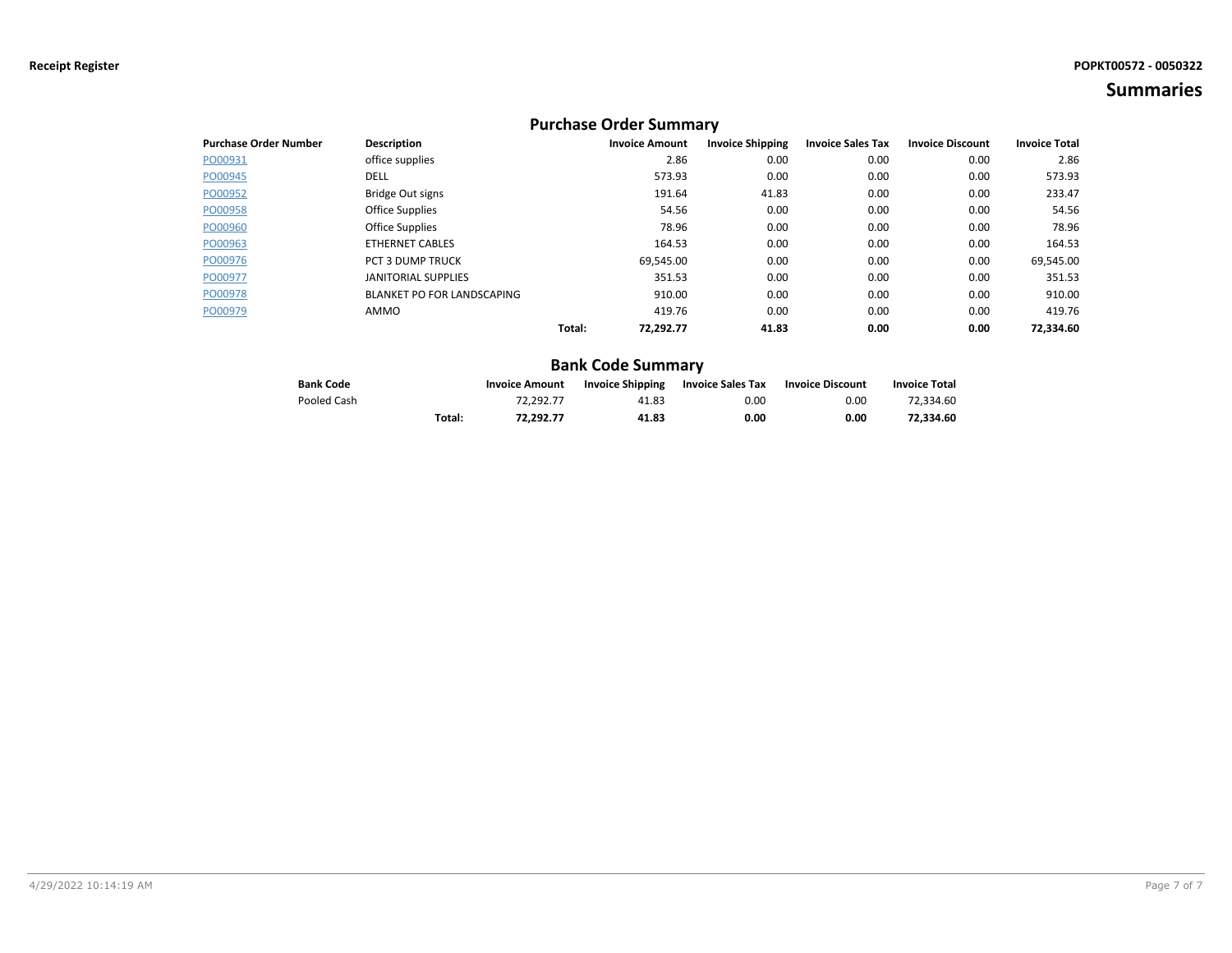# Summaries

## Purchase Order Summary

| Purchase Order Number | Description | | Invoice Amount | Invoice Shipping | Invoice Sales Tax | Invoice Discount | Invoice Total |
|---|---|---|---|---|---|---|---|
| PO00931 | office supplies | | 2.86 | 0.00 | 0.00 | 0.00 | 2.86 |
| PO00945 | DELL | | 573.93 | 0.00 | 0.00 | 0.00 | 573.93 |
| PO00952 | Bridge Out signs | | 191.64 | 41.83 | 0.00 | 0.00 | 233.47 |
| PO00958 | Office Supplies | | 54.56 | 0.00 | 0.00 | 0.00 | 54.56 |
| PO00960 | Office Supplies | | 78.96 | 0.00 | 0.00 | 0.00 | 78.96 |
| PO00963 | ETHERNET CABLES | | 164.53 | 0.00 | 0.00 | 0.00 | 164.53 |
| PO00976 | PCT 3 DUMP TRUCK | | 69,545.00 | 0.00 | 0.00 | 0.00 | 69,545.00 |
| PO00977 | JANITORIAL SUPPLIES | | 351.53 | 0.00 | 0.00 | 0.00 | 351.53 |
| PO00978 | BLANKET PO FOR LANDSCAPING | | 910.00 | 0.00 | 0.00 | 0.00 | 910.00 |
| PO00979 | AMMO | | 419.76 | 0.00 | 0.00 | 0.00 | 419.76 |
| | | **Total:** | **72,292.77** | **41.83** | **0.00** | **0.00** | **72,334.60** |

## Bank Code Summary

| Bank Code | | Invoice Amount | Invoice Shipping | Invoice Sales Tax | Invoice Discount | Invoice Total |
|---|---|---|---|---|---|---|
| Pooled Cash | | 72,292.77 | 41.83 | 0.00 | 0.00 | 72,334.60 |
| | **Total:** | **72,292.77** | **41.83** | **0.00** | **0.00** | **72,334.60** |